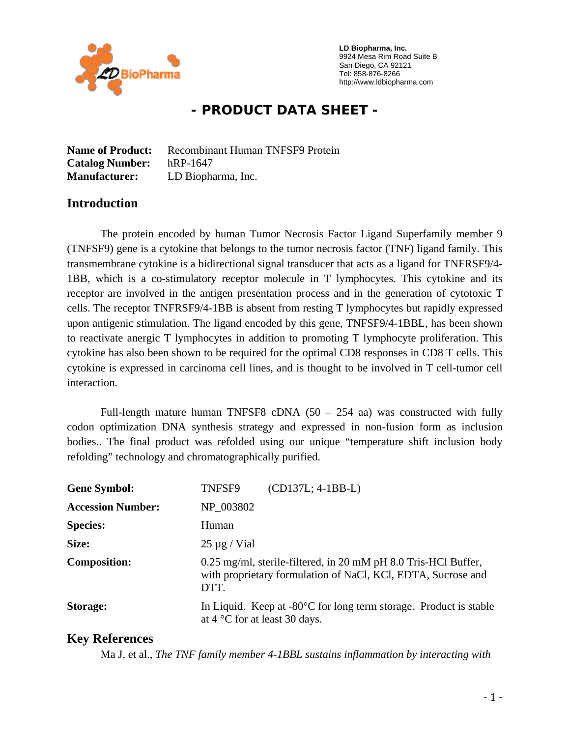LD Biopharma, Inc.
9924 Mesa Rim Road Suite B
San Diego, CA 92121
Tel: 858-876-8266
http://www.ldbiopharma.com

# - PRODUCT DATA SHEET -

**Name of Product:** Recombinant Human TNFSF9 Protein
**Catalog Number:** hRP-1647
**Manufacturer:** LD Biopharma, Inc.

## Introduction

The protein encoded by human Tumor Necrosis Factor Ligand Superfamily member 9 (TNFSF9) gene is a cytokine that belongs to the tumor necrosis factor (TNF) ligand family. This transmembrane cytokine is a bidirectional signal transducer that acts as a ligand for TNFRSF9/4-1BB, which is a co-stimulatory receptor molecule in T lymphocytes. This cytokine and its receptor are involved in the antigen presentation process and in the generation of cytotoxic T cells. The receptor TNFRSF9/4-1BB is absent from resting T lymphocytes but rapidly expressed upon antigenic stimulation. The ligand encoded by this gene, TNFSF9/4-1BBL, has been shown to reactivate anergic T lymphocytes in addition to promoting T lymphocyte proliferation. This cytokine has also been shown to be required for the optimal CD8 responses in CD8 T cells. This cytokine is expressed in carcinoma cell lines, and is thought to be involved in T cell-tumor cell interaction.

Full-length mature human TNFSF8 cDNA (50 – 254 aa) was constructed with fully codon optimization DNA synthesis strategy and expressed in non-fusion form as inclusion bodies.. The final product was refolded using our unique "temperature shift inclusion body refolding" technology and chromatographically purified.

| | |
|---|---|
| **Gene Symbol:** | TNFSF9 (CD137L; 4-1BB-L) |
| **Accession Number:** | NP_003802 |
| **Species:** | Human |
| **Size:** | 25 µg / Vial |
| **Composition:** | 0.25 mg/ml, sterile-filtered, in 20 mM pH 8.0 Tris-HCl Buffer, with proprietary formulation of NaCl, KCl, EDTA, Sucrose and DTT. |
| **Storage:** | In Liquid. Keep at -80°C for long term storage. Product is stable at 4 °C for at least 30 days. |

## Key References

Ma J, et al., *The TNF family member 4-1BBL sustains inflammation by interacting with*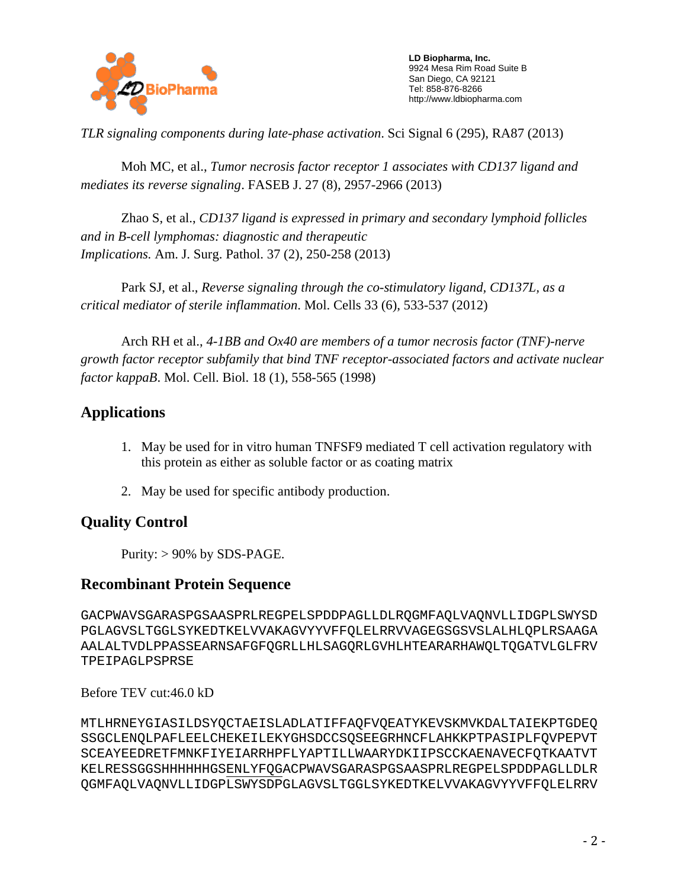*TLR signaling components during late-phase activation*. Sci Signal 6 (295), RA87 (2013)

Moh MC, et al., *Tumor necrosis factor receptor 1 associates with CD137 ligand and mediates its reverse signaling*. FASEB J. 27 (8), 2957-2966 (2013)

Zhao S, et al., *CD137 ligand is expressed in primary and secondary lymphoid follicles and in B-cell lymphomas: diagnostic and therapeutic Implications.* Am. J. Surg. Pathol. 37 (2), 250-258 (2013)

Park SJ, et al., *Reverse signaling through the co-stimulatory ligand, CD137L, as a critical mediator of sterile inflammation*. Mol. Cells 33 (6), 533-537 (2012)

Arch RH et al., *4-1BB and Ox40 are members of a tumor necrosis factor (TNF)-nerve growth factor receptor subfamily that bind TNF receptor-associated factors and activate nuclear factor kappaB.* Mol. Cell. Biol. 18 (1), 558-565 (1998)

## Applications

1. May be used for in vitro human TNFSF9 mediated T cell activation regulatory with this protein as either as soluble factor or as coating matrix
2. May be used for specific antibody production.

## Quality Control

Purity: > 90% by SDS-PAGE.

## Recombinant Protein Sequence

```
GACPWAVSGARASPGSAASPRLREGPELSPDDPAGLLDLRQGMFAQLVAQNVLLIDGPLSWYSD
PGLAGVSLTGGLSYKEDTKELVVAKAGVYYVFFQLELRRVVAGEGSGSVSLALHLQPLRSAAGA
AALALTVDLPPASSEARNSAFGFQGRLLHLSAGQRLGVHLHTEARARHAWQLTQGATVLGLFRV
TPEIPAGLPSPRSE
```

Before TEV cut:46.0 kD

```
MTLHRNEYGIASILDSYQCTAEISLADLATIFFAQFVQEATYKEVSKMVKDALTAIEKPTGDEQ
SSGCLENQLPAFLEELCHEKEILEKYGHSDCCSQSEEGRHNCFLAHKKPTPASIPLFQVPEPVT
SCEAYEEDRETFMNKFIYEIARRHPFLYAPTILLWAARYDKIIPSCCKAENAVECFQTKAATVT
KELRESSGGSHHHHHHGSENLYFQGACPWAVSGARASPGSAASPRLREGPELSPDDPAGLLDLR
QGMFAQLVAQNVLLIDGPLSWYSDPGLAGVSLTGGLSYKEDTKELVVAKAGVYYVFFQLELRRV
```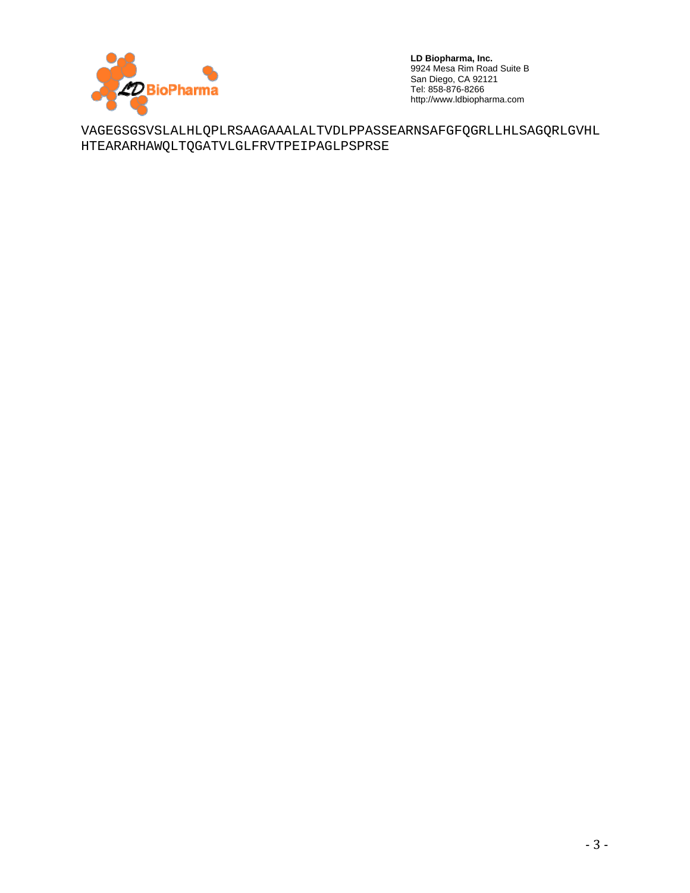```
VAGEGSGSVSLALHLQPLRSAAGAAALALTVDLPPASSEARNSAFGFQGRLLHLSAGQRLGVHL
HTEARARHAWQLTQGATVLGLFRVTPEIPAGLPSPRSE
```